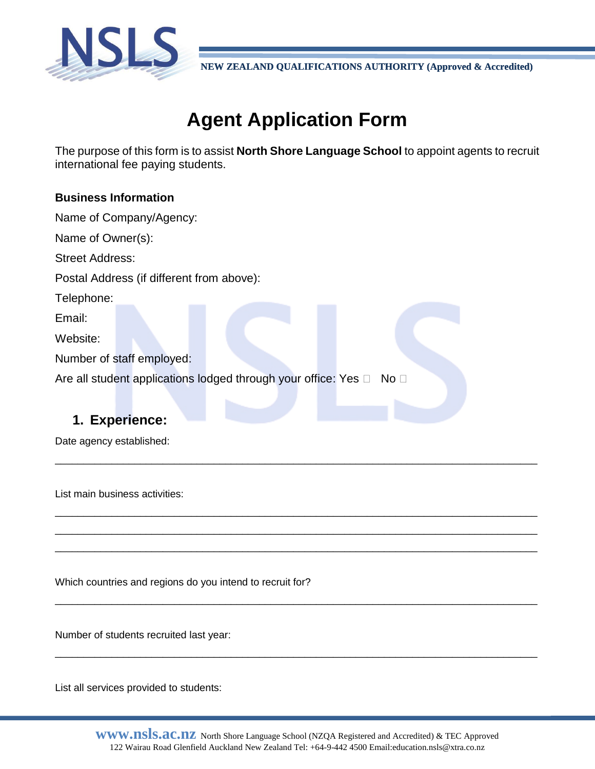NEW ZEALAND QUALIFICATIONS AUTHORITY (Approved & Accredited)

# Agent Application Form

The purpose of this form is to assist **North Shore Language School** to appoint agents to recruit international fee paying students.

**Business Information**

Name of Company/Agency:

Name of Owner(s):

Street Address:

Postal Address (if different from above):

Telephone:

Email:

Website:

Number of staff employed:

Are all student applications lodged through your office: Yes ☐ No ☐

## 1. Experience:

Date agency established:

\_\_\_\_\_\_\_\_\_\_\_\_\_\_\_\_\_\_\_\_\_\_\_\_\_\_\_\_\_\_\_\_\_\_\_\_\_\_\_\_\_\_\_\_\_\_\_\_\_\_\_\_\_\_\_\_\_\_\_\_\_\_\_\_\_\_\_\_\_\_\_\_\_\_

List main business activities:

\_\_\_\_\_\_\_\_\_\_\_\_\_\_\_\_\_\_\_\_\_\_\_\_\_\_\_\_\_\_\_\_\_\_\_\_\_\_\_\_\_\_\_\_\_\_\_\_\_\_\_\_\_\_\_\_\_\_\_\_\_\_\_\_\_\_\_\_\_\_\_\_\_\_

\_\_\_\_\_\_\_\_\_\_\_\_\_\_\_\_\_\_\_\_\_\_\_\_\_\_\_\_\_\_\_\_\_\_\_\_\_\_\_\_\_\_\_\_\_\_\_\_\_\_\_\_\_\_\_\_\_\_\_\_\_\_\_\_\_\_\_\_\_\_\_\_\_\_

\_\_\_\_\_\_\_\_\_\_\_\_\_\_\_\_\_\_\_\_\_\_\_\_\_\_\_\_\_\_\_\_\_\_\_\_\_\_\_\_\_\_\_\_\_\_\_\_\_\_\_\_\_\_\_\_\_\_\_\_\_\_\_\_\_\_\_\_\_\_\_\_\_\_

Which countries and regions do you intend to recruit for?

\_\_\_\_\_\_\_\_\_\_\_\_\_\_\_\_\_\_\_\_\_\_\_\_\_\_\_\_\_\_\_\_\_\_\_\_\_\_\_\_\_\_\_\_\_\_\_\_\_\_\_\_\_\_\_\_\_\_\_\_\_\_\_\_\_\_\_\_\_\_\_\_\_\_

Number of students recruited last year:

\_\_\_\_\_\_\_\_\_\_\_\_\_\_\_\_\_\_\_\_\_\_\_\_\_\_\_\_\_\_\_\_\_\_\_\_\_\_\_\_\_\_\_\_\_\_\_\_\_\_\_\_\_\_\_\_\_\_\_\_\_\_\_\_\_\_\_\_\_\_\_\_\_\_

List all services provided to students:

**www.nsls.ac.nz** North Shore Language School (NZQA Registered and Accredited) & TEC Approved
122 Wairau Road Glenfield Auckland New Zealand Tel: +64-9-442 4500 Email:education.nsls@xtra.co.nz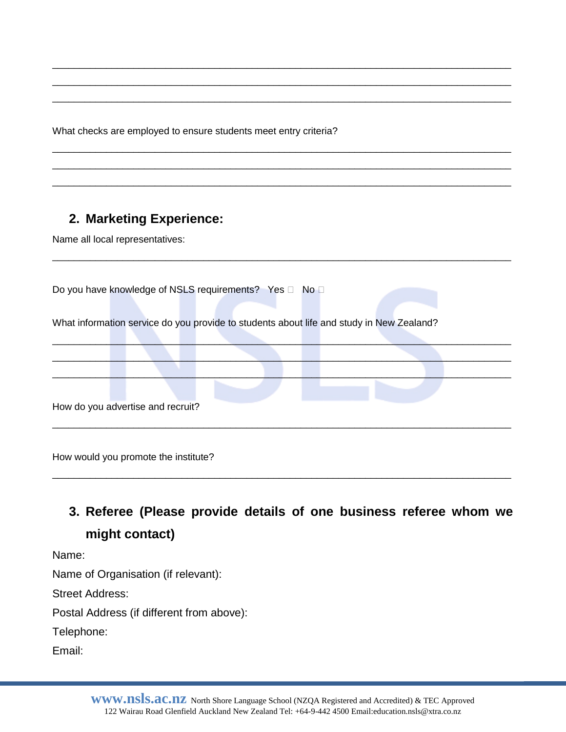\_\_\_\_\_\_\_\_\_\_\_\_\_\_\_\_\_\_\_\_\_\_\_\_\_\_\_\_\_\_\_\_\_\_\_\_\_\_\_\_\_\_\_\_\_\_\_\_\_\_\_\_\_\_\_\_\_\_\_\_\_\_\_\_\_\_\_\_\_\_\_\_\_\_\_\_\_\_

\_\_\_\_\_\_\_\_\_\_\_\_\_\_\_\_\_\_\_\_\_\_\_\_\_\_\_\_\_\_\_\_\_\_\_\_\_\_\_\_\_\_\_\_\_\_\_\_\_\_\_\_\_\_\_\_\_\_\_\_\_\_\_\_\_\_\_\_\_\_\_\_\_\_\_\_\_\_

\_\_\_\_\_\_\_\_\_\_\_\_\_\_\_\_\_\_\_\_\_\_\_\_\_\_\_\_\_\_\_\_\_\_\_\_\_\_\_\_\_\_\_\_\_\_\_\_\_\_\_\_\_\_\_\_\_\_\_\_\_\_\_\_\_\_\_\_\_\_\_\_\_\_\_\_\_\_

What checks are employed to ensure students meet entry criteria?

\_\_\_\_\_\_\_\_\_\_\_\_\_\_\_\_\_\_\_\_\_\_\_\_\_\_\_\_\_\_\_\_\_\_\_\_\_\_\_\_\_\_\_\_\_\_\_\_\_\_\_\_\_\_\_\_\_\_\_\_\_\_\_\_\_\_\_\_\_\_\_\_\_\_\_\_\_\_

\_\_\_\_\_\_\_\_\_\_\_\_\_\_\_\_\_\_\_\_\_\_\_\_\_\_\_\_\_\_\_\_\_\_\_\_\_\_\_\_\_\_\_\_\_\_\_\_\_\_\_\_\_\_\_\_\_\_\_\_\_\_\_\_\_\_\_\_\_\_\_\_\_\_\_\_\_\_

\_\_\_\_\_\_\_\_\_\_\_\_\_\_\_\_\_\_\_\_\_\_\_\_\_\_\_\_\_\_\_\_\_\_\_\_\_\_\_\_\_\_\_\_\_\_\_\_\_\_\_\_\_\_\_\_\_\_\_\_\_\_\_\_\_\_\_\_\_\_\_\_\_\_\_\_\_\_

## 2. Marketing Experience:

Name all local representatives:

\_\_\_\_\_\_\_\_\_\_\_\_\_\_\_\_\_\_\_\_\_\_\_\_\_\_\_\_\_\_\_\_\_\_\_\_\_\_\_\_\_\_\_\_\_\_\_\_\_\_\_\_\_\_\_\_\_\_\_\_\_\_\_\_\_\_\_\_\_\_\_\_\_\_\_\_\_\_

Do you have knowledge of NSLS requirements? Yes ☐ No ☐

What information service do you provide to students about life and study in New Zealand?

\_\_\_\_\_\_\_\_\_\_\_\_\_\_\_\_\_\_\_\_\_\_\_\_\_\_\_\_\_\_\_\_\_\_\_\_\_\_\_\_\_\_\_\_\_\_\_\_\_\_\_\_\_\_\_\_\_\_\_\_\_\_\_\_\_\_\_\_\_\_\_\_\_\_\_\_\_\_

\_\_\_\_\_\_\_\_\_\_\_\_\_\_\_\_\_\_\_\_\_\_\_\_\_\_\_\_\_\_\_\_\_\_\_\_\_\_\_\_\_\_\_\_\_\_\_\_\_\_\_\_\_\_\_\_\_\_\_\_\_\_\_\_\_\_\_\_\_\_\_\_\_\_\_\_\_\_

\_\_\_\_\_\_\_\_\_\_\_\_\_\_\_\_\_\_\_\_\_\_\_\_\_\_\_\_\_\_\_\_\_\_\_\_\_\_\_\_\_\_\_\_\_\_\_\_\_\_\_\_\_\_\_\_\_\_\_\_\_\_\_\_\_\_\_\_\_\_\_\_\_\_\_\_\_\_

How do you advertise and recruit?

\_\_\_\_\_\_\_\_\_\_\_\_\_\_\_\_\_\_\_\_\_\_\_\_\_\_\_\_\_\_\_\_\_\_\_\_\_\_\_\_\_\_\_\_\_\_\_\_\_\_\_\_\_\_\_\_\_\_\_\_\_\_\_\_\_\_\_\_\_\_\_\_\_\_\_\_\_\_

How would you promote the institute?

\_\_\_\_\_\_\_\_\_\_\_\_\_\_\_\_\_\_\_\_\_\_\_\_\_\_\_\_\_\_\_\_\_\_\_\_\_\_\_\_\_\_\_\_\_\_\_\_\_\_\_\_\_\_\_\_\_\_\_\_\_\_\_\_\_\_\_\_\_\_\_\_\_\_\_\_\_\_

## 3. Referee (Please provide details of one business referee whom we might contact)

Name:

Name of Organisation (if relevant):

Street Address:

Postal Address (if different from above):

Telephone:

Email: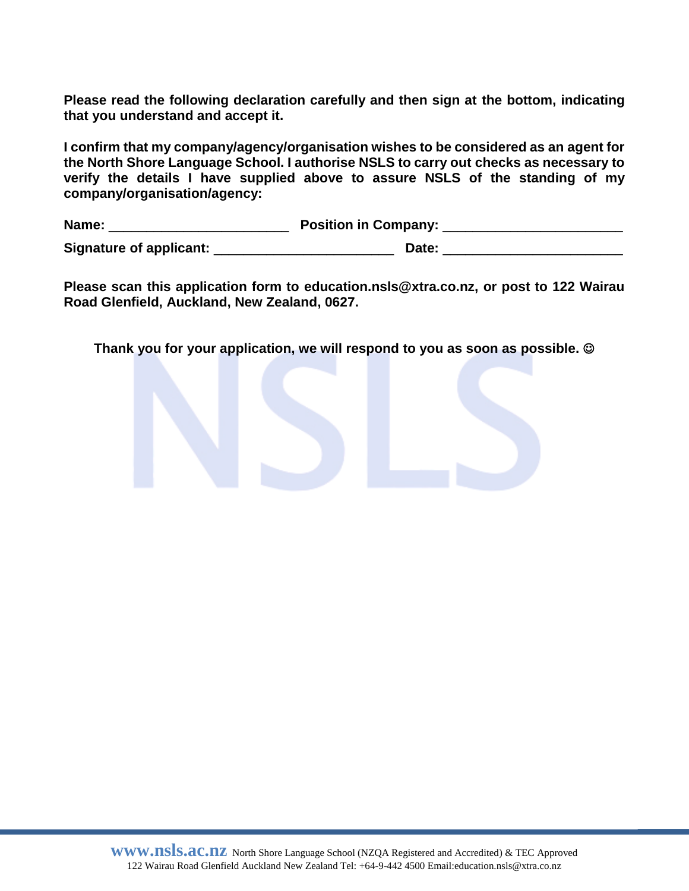**Please read the following declaration carefully and then sign at the bottom, indicating that you understand and accept it.**

**I confirm that my company/agency/organisation wishes to be considered as an agent for the North Shore Language School. I authorise NSLS to carry out checks as necessary to verify the details I have supplied above to assure NSLS of the standing of my company/organisation/agency:**

**Name:** ________________________ **Position in Company:** ________________________

**Signature of applicant:** ________________________ **Date:** ________________________

**Please scan this application form to education.nsls@xtra.co.nz, or post to 122 Wairau Road Glenfield, Auckland, New Zealand, 0627.**

**Thank you for your application, we will respond to you as soon as possible. ☺**